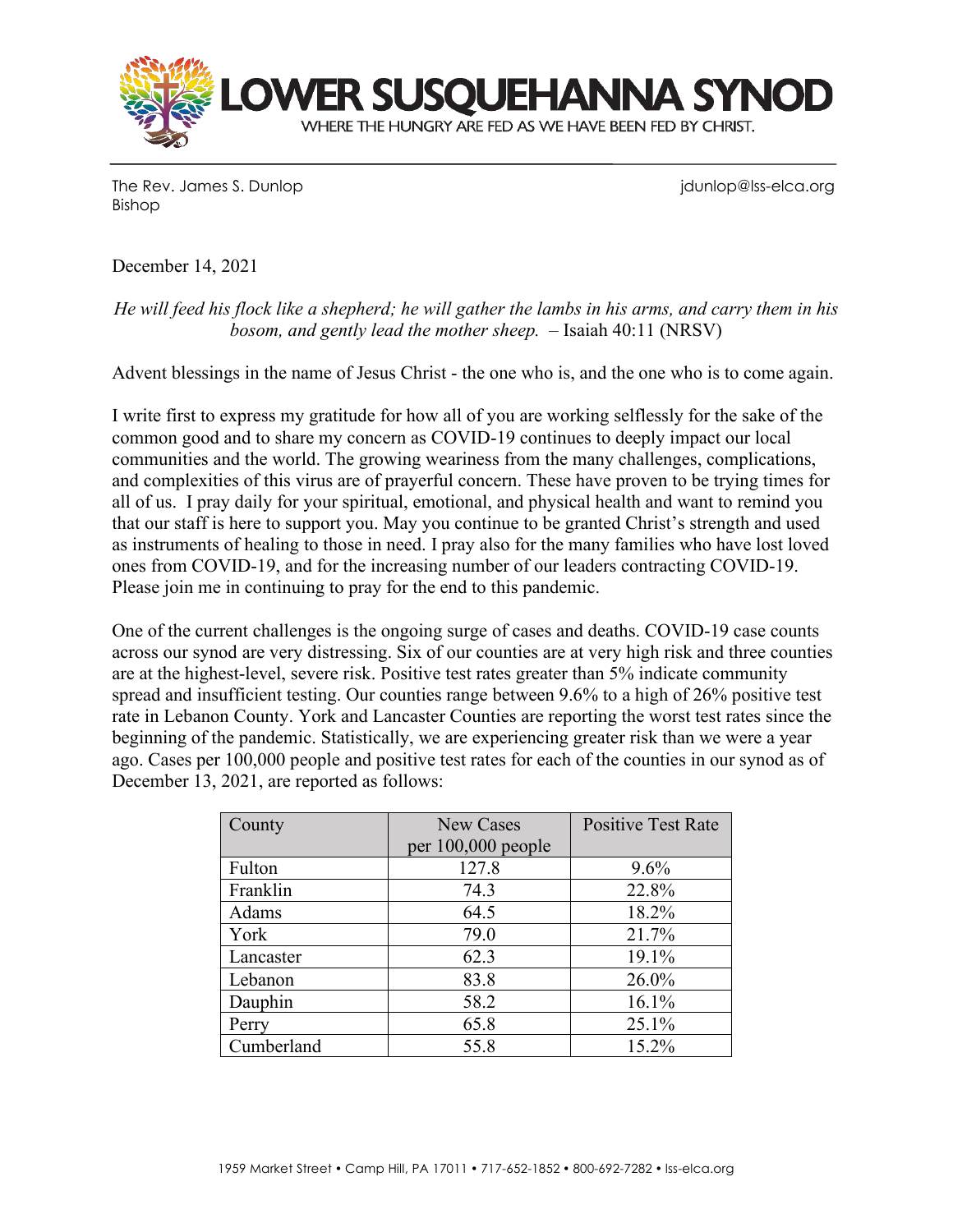# LOWER SUSQUEHANNA SYNOD

WHERE THE HUNGRY ARE FED AS WE HAVE BEEN FED BY CHRIST.

The Rev. James S. Dunlop
Bishop

jdunlop@lss-elca.org

December 14, 2021

*He will feed his flock like a shepherd; he will gather the lambs in his arms, and carry them in his bosom, and gently lead the mother sheep.* – Isaiah 40:11 (NRSV)

Advent blessings in the name of Jesus Christ - the one who is, and the one who is to come again.

I write first to express my gratitude for how all of you are working selflessly for the sake of the common good and to share my concern as COVID-19 continues to deeply impact our local communities and the world. The growing weariness from the many challenges, complications, and complexities of this virus are of prayerful concern. These have proven to be trying times for all of us. I pray daily for your spiritual, emotional, and physical health and want to remind you that our staff is here to support you. May you continue to be granted Christ's strength and used as instruments of healing to those in need. I pray also for the many families who have lost loved ones from COVID-19, and for the increasing number of our leaders contracting COVID-19. Please join me in continuing to pray for the end to this pandemic.

One of the current challenges is the ongoing surge of cases and deaths. COVID-19 case counts across our synod are very distressing. Six of our counties are at very high risk and three counties are at the highest-level, severe risk. Positive test rates greater than 5% indicate community spread and insufficient testing. Our counties range between 9.6% to a high of 26% positive test rate in Lebanon County. York and Lancaster Counties are reporting the worst test rates since the beginning of the pandemic. Statistically, we are experiencing greater risk than we were a year ago. Cases per 100,000 people and positive test rates for each of the counties in our synod as of December 13, 2021, are reported as follows:

| County | New Cases per 100,000 people | Positive Test Rate |
|---|---|---|
| Fulton | 127.8 | 9.6% |
| Franklin | 74.3 | 22.8% |
| Adams | 64.5 | 18.2% |
| York | 79.0 | 21.7% |
| Lancaster | 62.3 | 19.1% |
| Lebanon | 83.8 | 26.0% |
| Dauphin | 58.2 | 16.1% |
| Perry | 65.8 | 25.1% |
| Cumberland | 55.8 | 15.2% |

1959 Market Street • Camp Hill, PA 17011 • 717-652-1852 • 800-692-7282 • lss-elca.org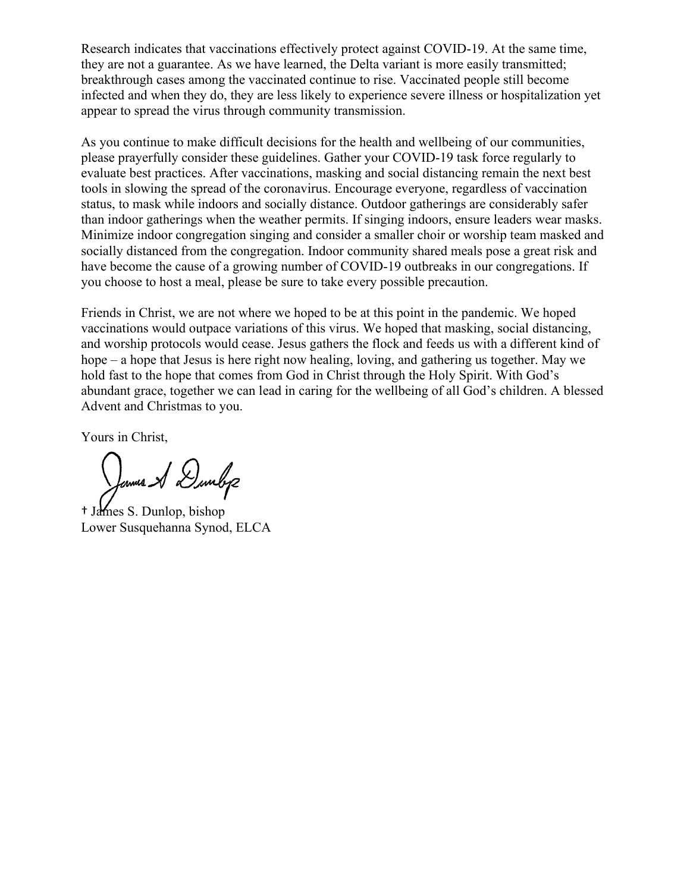Research indicates that vaccinations effectively protect against COVID-19. At the same time, they are not a guarantee. As we have learned, the Delta variant is more easily transmitted; breakthrough cases among the vaccinated continue to rise. Vaccinated people still become infected and when they do, they are less likely to experience severe illness or hospitalization yet appear to spread the virus through community transmission.

As you continue to make difficult decisions for the health and wellbeing of our communities, please prayerfully consider these guidelines. Gather your COVID-19 task force regularly to evaluate best practices. After vaccinations, masking and social distancing remain the next best tools in slowing the spread of the coronavirus. Encourage everyone, regardless of vaccination status, to mask while indoors and socially distance. Outdoor gatherings are considerably safer than indoor gatherings when the weather permits. If singing indoors, ensure leaders wear masks. Minimize indoor congregation singing and consider a smaller choir or worship team masked and socially distanced from the congregation. Indoor community shared meals pose a great risk and have become the cause of a growing number of COVID-19 outbreaks in our congregations. If you choose to host a meal, please be sure to take every possible precaution.

Friends in Christ, we are not where we hoped to be at this point in the pandemic. We hoped vaccinations would outpace variations of this virus. We hoped that masking, social distancing, and worship protocols would cease. Jesus gathers the flock and feeds us with a different kind of hope – a hope that Jesus is here right now healing, loving, and gathering us together. May we hold fast to the hope that comes from God in Christ through the Holy Spirit. With God's abundant grace, together we can lead in caring for the wellbeing of all God's children. A blessed Advent and Christmas to you.

Yours in Christ,

† James S. Dunlop, bishop
Lower Susquehanna Synod, ELCA